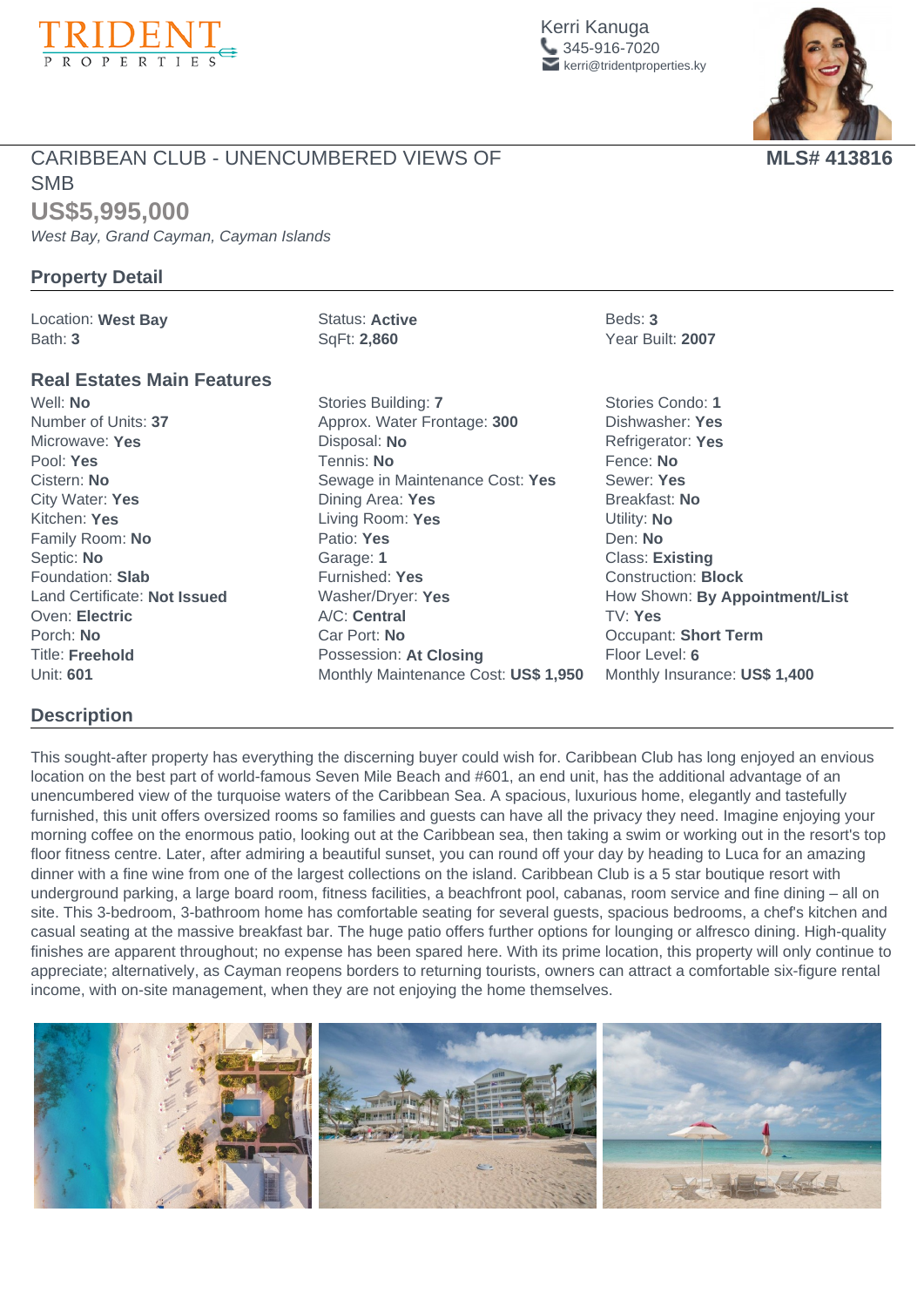TRIDENT PROPERTIES

Kerri Kanuga
345-916-7020
kerri@tridentproperties.ky

# CARIBBEAN CLUB - UNENCUMBERED VIEWS OF SMB

**MLS# 413816**

## US$5,995,000

*West Bay, Grand Cayman, Cayman Islands*

## Property Detail

| | | |
|---|---|---|
| Location: **West Bay** | Status: **Active** | Beds: **3** |
| Bath: **3** | SqFt: **2,860** | Year Built: **2007** |

## Real Estates Main Features

| | | |
|---|---|---|
| Well: **No** | Stories Building: **7** | Stories Condo: **1** |
| Number of Units: **37** | Approx. Water Frontage: **300** | Dishwasher: **Yes** |
| Microwave: **Yes** | Disposal: **No** | Refrigerator: **Yes** |
| Pool: **Yes** | Tennis: **No** | Fence: **No** |
| Cistern: **No** | Sewage in Maintenance Cost: **Yes** | Sewer: **Yes** |
| City Water: **Yes** | Dining Area: **Yes** | Breakfast: **No** |
| Kitchen: **Yes** | Living Room: **Yes** | Utility: **No** |
| Family Room: **No** | Patio: **Yes** | Den: **No** |
| Septic: **No** | Garage: **1** | Class: **Existing** |
| Foundation: **Slab** | Furnished: **Yes** | Construction: **Block** |
| Land Certificate: **Not Issued** | Washer/Dryer: **Yes** | How Shown: **By Appointment/List** |
| Oven: **Electric** | A/C: **Central** | TV: **Yes** |
| Porch: **No** | Car Port: **No** | Occupant: **Short Term** |
| Title: **Freehold** | Possession: **At Closing** | Floor Level: **6** |
| Unit: **601** | Monthly Maintenance Cost: **US$ 1,950** | Monthly Insurance: **US$ 1,400** |

## Description

This sought-after property has everything the discerning buyer could wish for. Caribbean Club has long enjoyed an envious location on the best part of world-famous Seven Mile Beach and #601, an end unit, has the additional advantage of an unencumbered view of the turquoise waters of the Caribbean Sea. A spacious, luxurious home, elegantly and tastefully furnished, this unit offers oversized rooms so families and guests can have all the privacy they need. Imagine enjoying your morning coffee on the enormous patio, looking out at the Caribbean sea, then taking a swim or working out in the resort's top floor fitness centre. Later, after admiring a beautiful sunset, you can round off your day by heading to Luca for an amazing dinner with a fine wine from one of the largest collections on the island. Caribbean Club is a 5 star boutique resort with underground parking, a large board room, fitness facilities, a beachfront pool, cabanas, room service and fine dining – all on site. This 3-bedroom, 3-bathroom home has comfortable seating for several guests, spacious bedrooms, a chef's kitchen and casual seating at the massive breakfast bar. The huge patio offers further options for lounging or alfresco dining. High-quality finishes are apparent throughout; no expense has been spared here. With its prime location, this property will only continue to appreciate; alternatively, as Cayman reopens borders to returning tourists, owners can attract a comfortable six-figure rental income, with on-site management, when they are not enjoying the home themselves.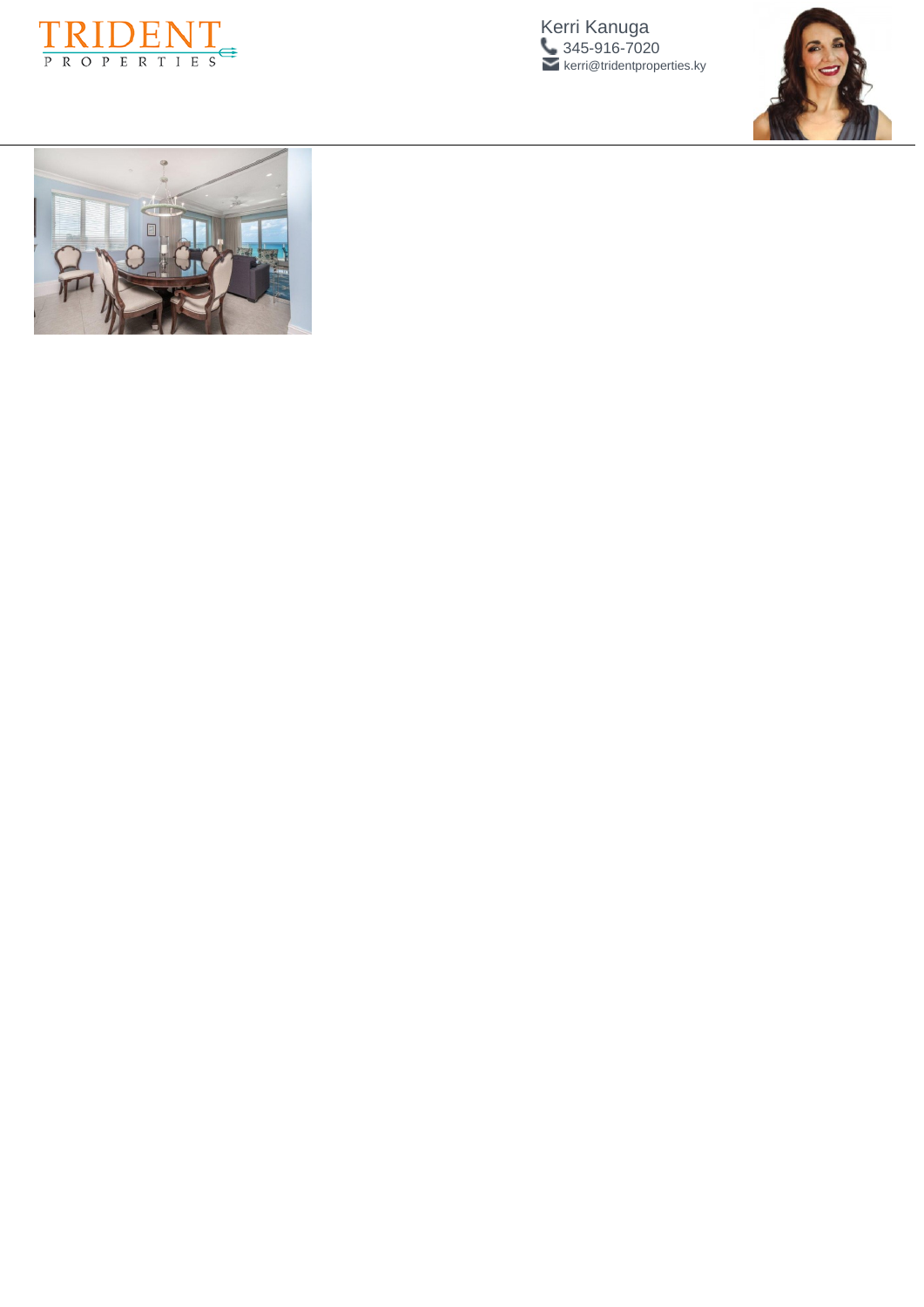Kerri Kanuga
345-916-7020
kerri@tridentproperties.ky